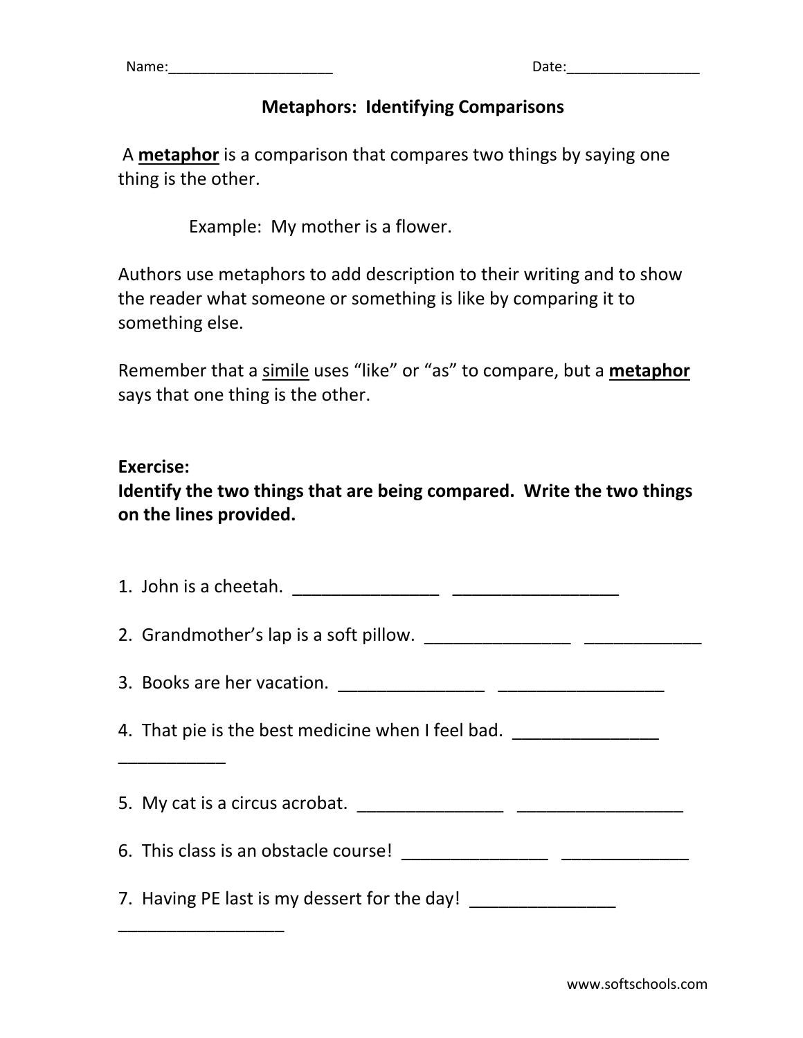Name:_____________________ Date:_________________

# Metaphors: Identifying Comparisons

A **metaphor** is a comparison that compares two things by saying one thing is the other.

Example: My mother is a flower.

Authors use metaphors to add description to their writing and to show the reader what someone or something is like by comparing it to something else.

Remember that a simile uses "like" or "as" to compare, but a **metaphor** says that one thing is the other.

**Exercise:**
**Identify the two things that are being compared. Write the two things on the lines provided.**

1. John is a cheetah. _______________ _________________

2. Grandmother's lap is a soft pillow. _______________ ____________

3. Books are her vacation. _______________ _________________

4. That pie is the best medicine when I feel bad. _______________ ___________

5. My cat is a circus acrobat. _______________ _________________

6. This class is an obstacle course! _______________ ______________

7. Having PE last is my dessert for the day! _______________ _________________

www.softschools.com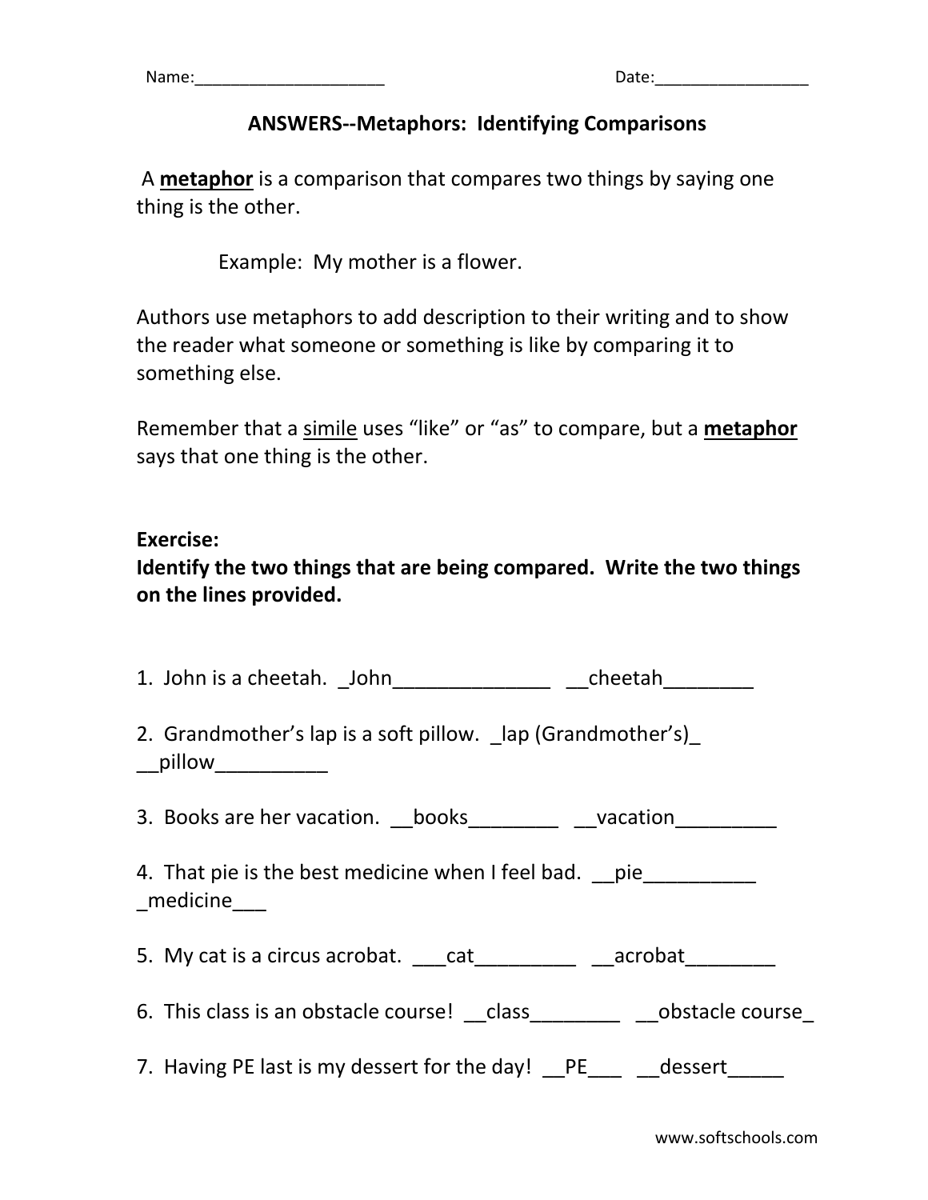Name:_____________________ Date:_________________

## ANSWERS--Metaphors: Identifying Comparisons

A **metaphor** is a comparison that compares two things by saying one thing is the other.

Example: My mother is a flower.

Authors use metaphors to add description to their writing and to show the reader what someone or something is like by comparing it to something else.

Remember that a simile uses "like" or "as" to compare, but a **metaphor** says that one thing is the other.

**Exercise:**
**Identify the two things that are being compared. Write the two things on the lines provided.**

1. John is a cheetah. _John______________ __cheetah________

2. Grandmother's lap is a soft pillow. _lap (Grandmother's)_ __pillow__________

3. Books are her vacation. __books________ __vacation_________

4. That pie is the best medicine when I feel bad. __pie__________ _medicine___

5. My cat is a circus acrobat. ___cat_________ __acrobat________

6. This class is an obstacle course! __class________ __obstacle course_

7. Having PE last is my dessert for the day! __PE___ __dessert_____

www.softschools.com